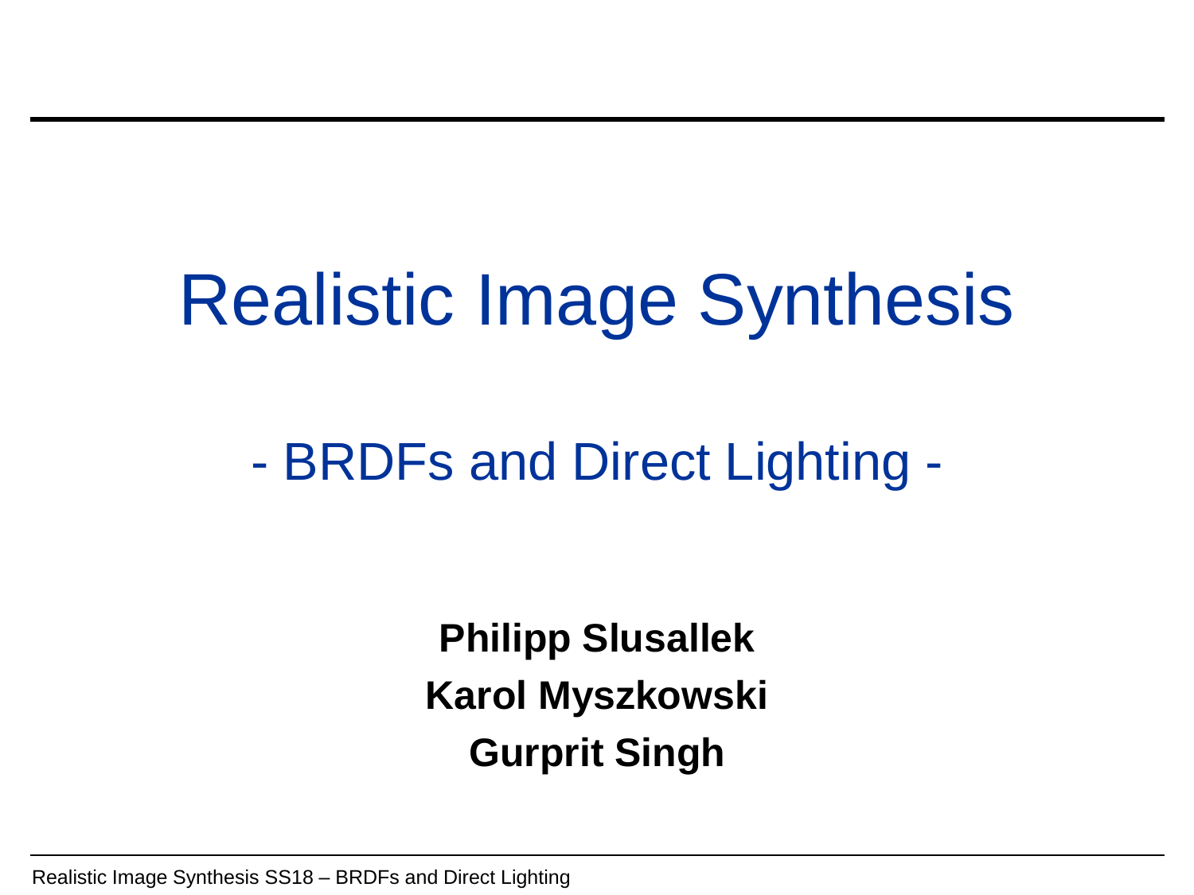# Realistic Image Synthesis

## - BRDFs and Direct Lighting -

**Philipp Slusallek**

**Karol Myszkowski**

**Gurprit Singh**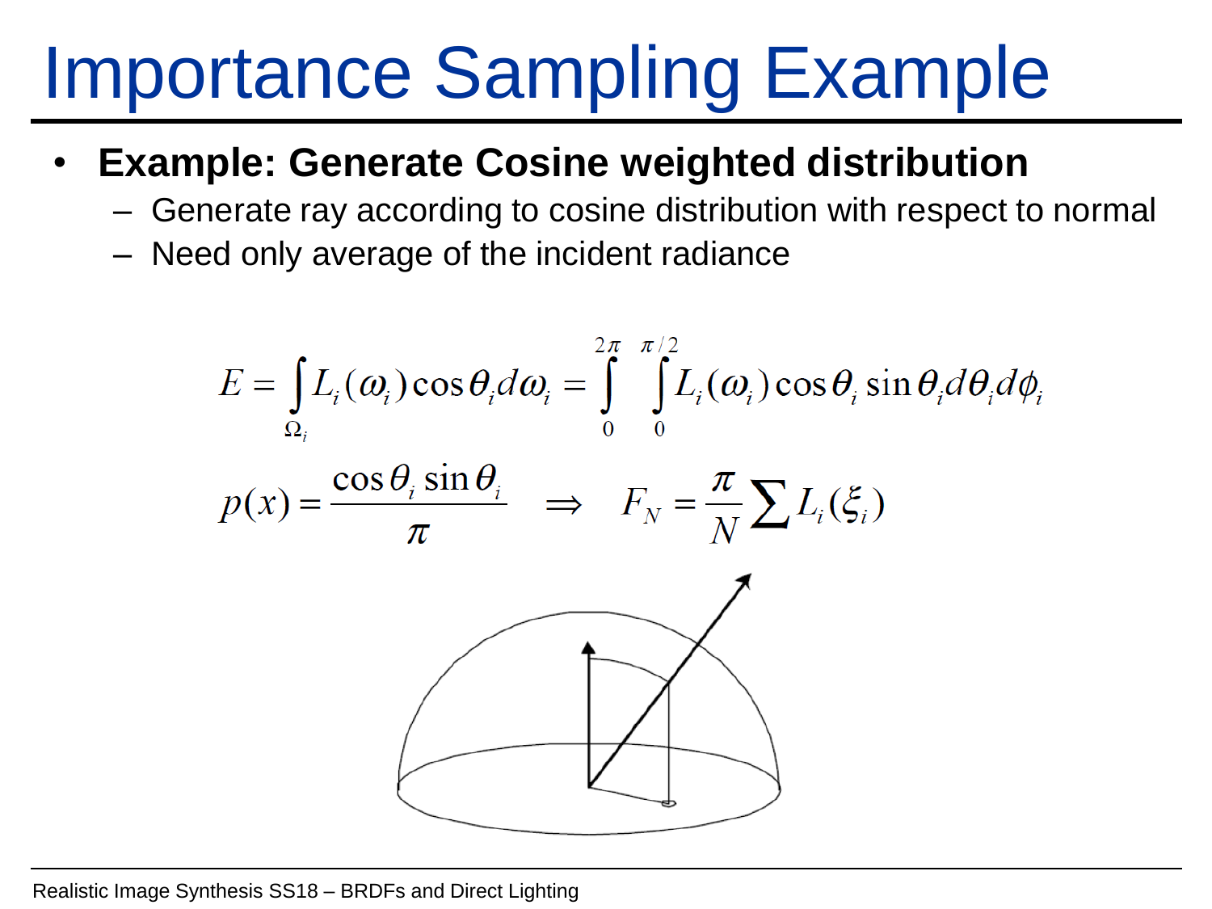# Importance Sampling Example

- **Example: Generate Cosine weighted distribution**
  - Generate ray according to cosine distribution with respect to normal
  - Need only average of the incident radiance

$$E = \int_{\Omega_i} L_i(\omega_i)\cos\theta_i d\omega_i = \int_0^{2\pi}\int_0^{\pi/2} L_i(\omega_i)\cos\theta_i \sin\theta_i d\theta_i d\phi_i$$

$$p(x) = \frac{\cos\theta_i \sin\theta_i}{\pi} \quad \Rightarrow \quad F_N = \frac{\pi}{N}\sum L_i(\xi_i)$$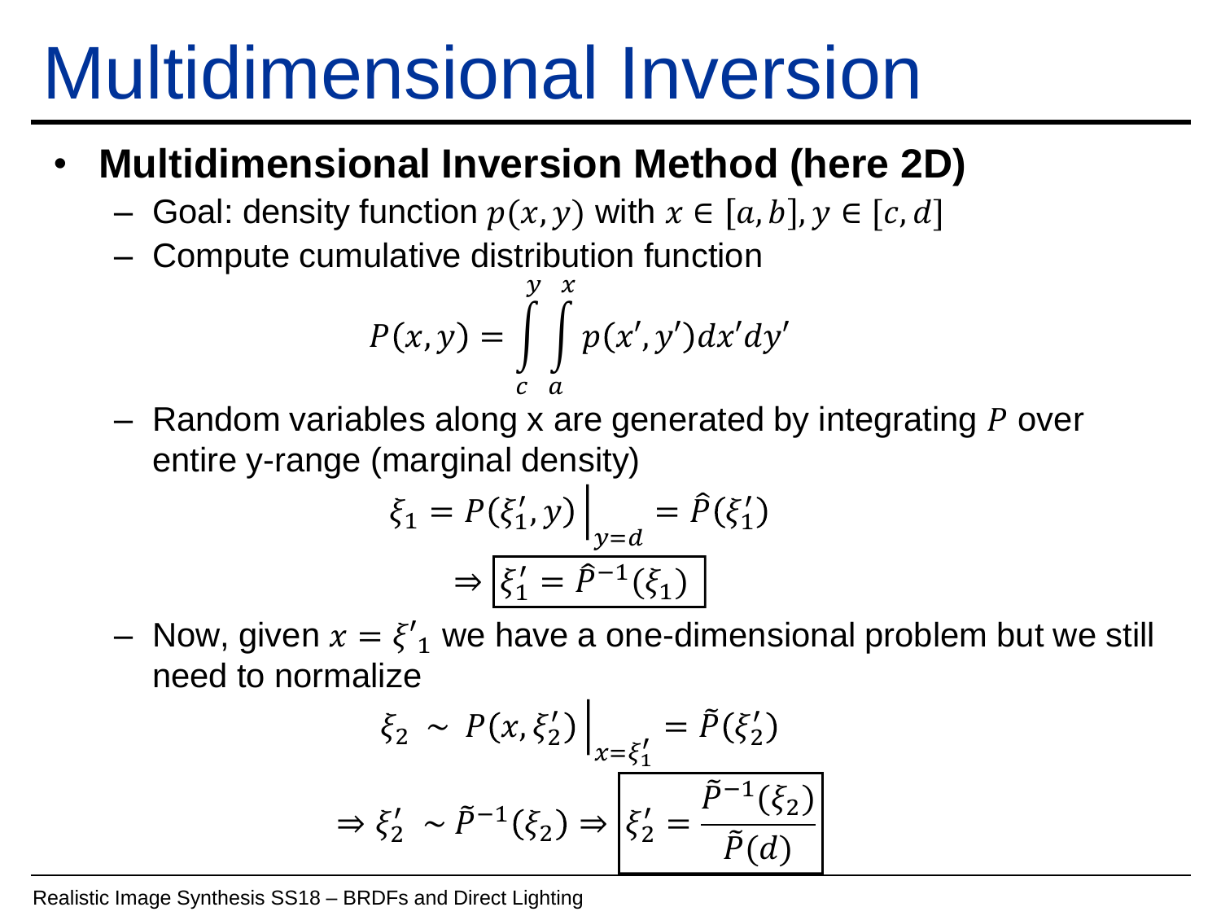# Multidimensional Inversion

- **Multidimensional Inversion Method (here 2D)**
  - Goal: density function $p(x, y)$ with $x \in [a, b], y \in [c, d]$
  - Compute cumulative distribution function

$$P(x, y) = \int_c^y \int_a^x p(x', y') dx' dy'$$

  - Random variables along x are generated by integrating $P$ over entire y-range (marginal density)

$$\xi_1 = P(\xi_1', y)\Big|_{y=d} = \hat{P}(\xi_1')$$

$$\Rightarrow \boxed{\xi_1' = \hat{P}^{-1}(\xi_1)}$$

  - Now, given $x = \xi'_1$ we have a one-dimensional problem but we still need to normalize

$$\xi_2 \sim P(x, \xi_2')\Big|_{x=\xi_1'} = \tilde{P}(\xi_2')$$

$$\Rightarrow \xi_2' \sim \tilde{P}^{-1}(\xi_2) \Rightarrow \boxed{\xi_2' = \frac{\tilde{P}^{-1}(\xi_2)}{\tilde{P}(d)}}$$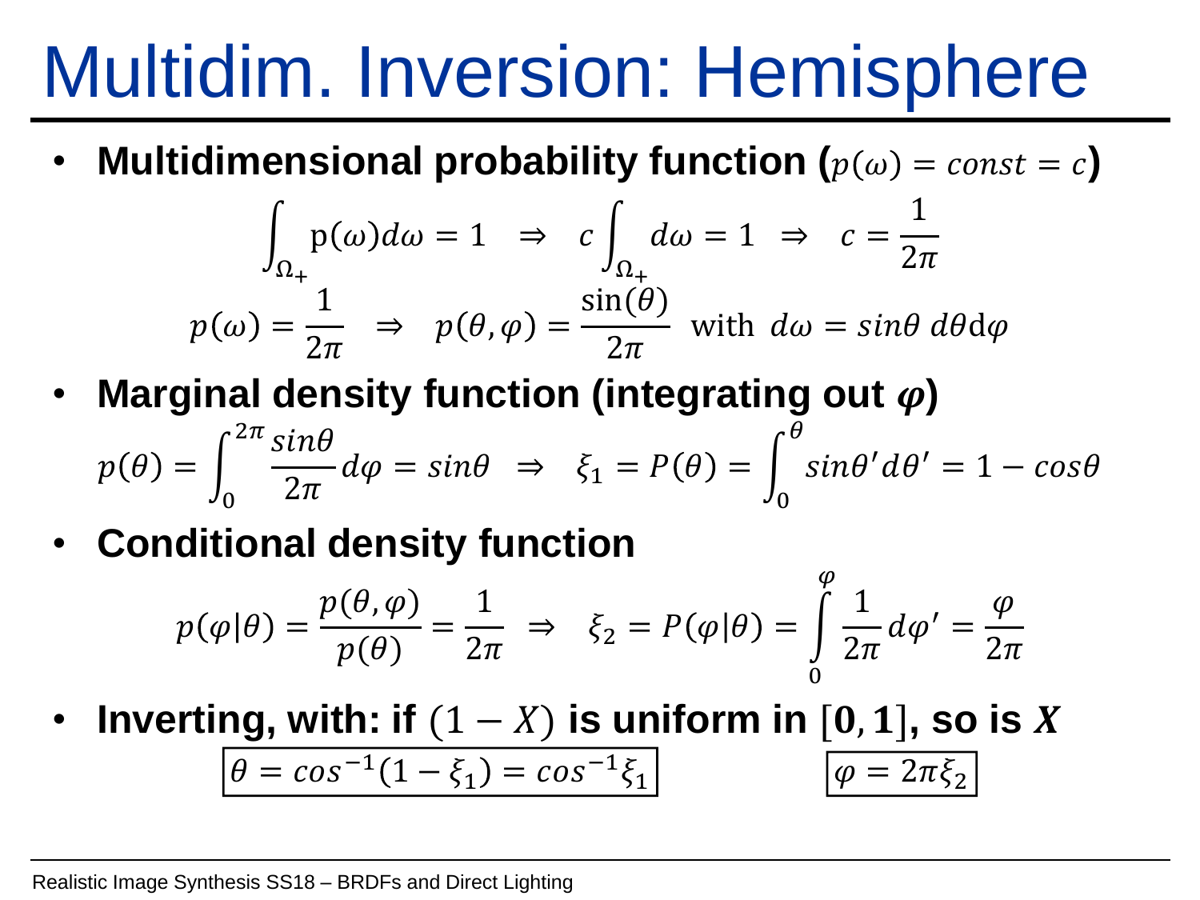# Multidim. Inversion: Hemisphere

- **Multidimensional probability function (**$p(\omega) = const = c$**)**

$$\int_{\Omega_+} \mathrm{p}(\omega) d\omega = 1 \quad \Rightarrow \quad c\int_{\Omega_+} d\omega = 1 \quad \Rightarrow \quad c = \frac{1}{2\pi}$$

$$p(\omega) = \frac{1}{2\pi} \quad \Rightarrow \quad p(\theta, \varphi) = \frac{\sin(\theta)}{2\pi} \text{ with } d\omega = sin\theta \, d\theta \mathrm{d}\varphi$$

- **Marginal density function (integrating out $\varphi$)**

$$p(\theta) = \int_0^{2\pi} \frac{sin\theta}{2\pi} d\varphi = sin\theta \quad \Rightarrow \quad \xi_1 = P(\theta) = \int_0^{\theta} sin\theta' d\theta' = 1 - cos\theta$$

- **Conditional density function**

$$p(\varphi|\theta) = \frac{p(\theta, \varphi)}{p(\theta)} = \frac{1}{2\pi} \quad \Rightarrow \quad \xi_2 = P(\varphi|\theta) = \int_0^{\varphi} \frac{1}{2\pi} d\varphi' = \frac{\varphi}{2\pi}$$

- **Inverting, with: if $(1 - X)$ is uniform in $[0, 1]$, so is $X$**

$$\boxed{\theta = cos^{-1}(1 - \xi_1) = cos^{-1}\xi_1} \qquad \boxed{\varphi = 2\pi\xi_2}$$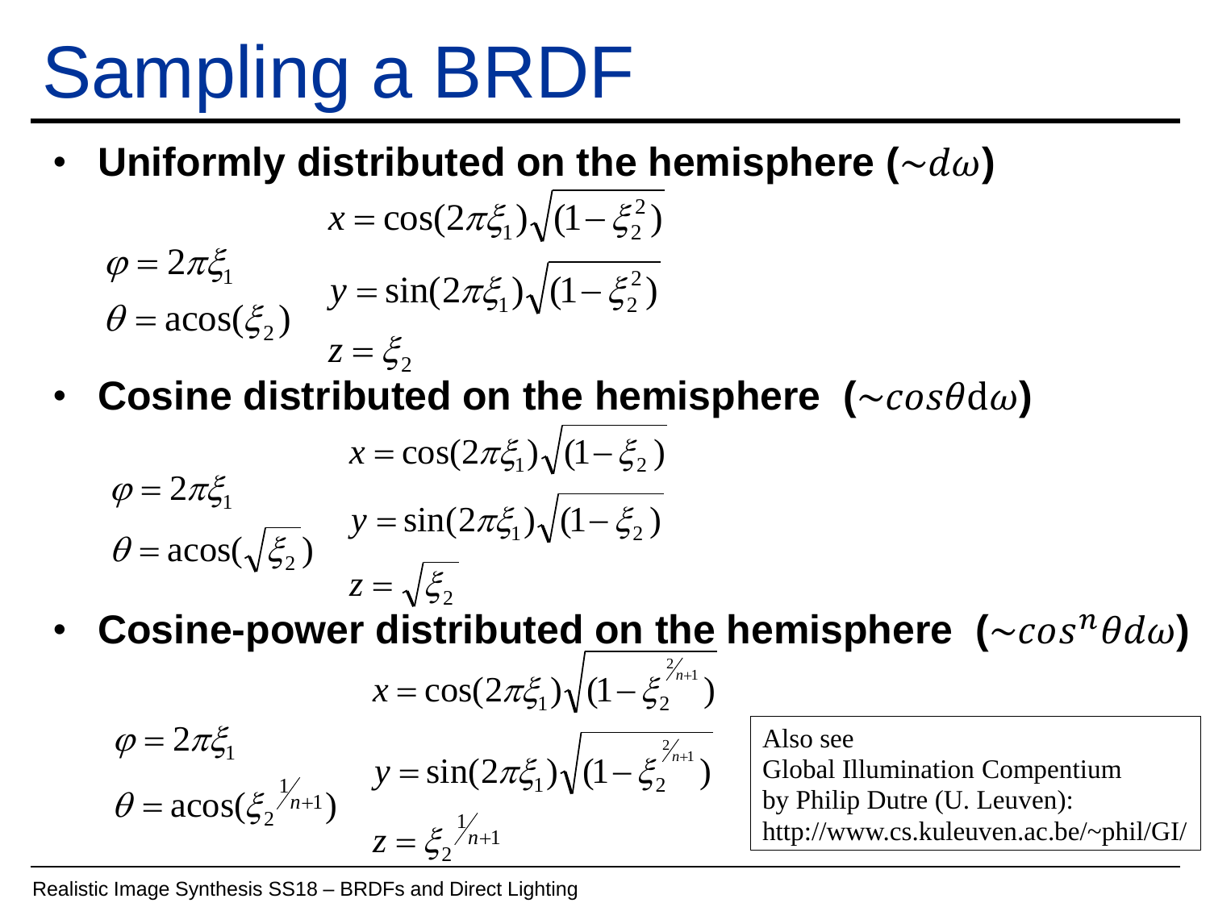# Sampling a BRDF

- **Uniformly distributed on the hemisphere ($\sim d\omega$)**

$$\varphi = 2\pi\xi_1$$
$$\theta = \operatorname{acos}(\xi_2)$$

$$x = \cos(2\pi\xi_1)\sqrt{(1-\xi_2^2)}$$
$$y = \sin(2\pi\xi_1)\sqrt{(1-\xi_2^2)}$$
$$z = \xi_2$$

- **Cosine distributed on the hemisphere ($\sim cos\theta \mathrm{d}\omega$)**

$$\varphi = 2\pi\xi_1$$
$$\theta = \operatorname{acos}(\sqrt{\xi_2})$$

$$x = \cos(2\pi\xi_1)\sqrt{(1-\xi_2)}$$
$$y = \sin(2\pi\xi_1)\sqrt{(1-\xi_2)}$$
$$z = \sqrt{\xi_2}$$

- **Cosine-power distributed on the hemisphere ($\sim cos^n\theta d\omega$)**

$$\varphi = 2\pi\xi_1$$
$$\theta = \operatorname{acos}(\xi_2^{1/n+1})$$

$$x = \cos(2\pi\xi_1)\sqrt{(1-\xi_2^{2/n+1})}$$
$$y = \sin(2\pi\xi_1)\sqrt{(1-\xi_2^{2/n+1})}$$
$$z = \xi_2^{1/n+1}$$

Also see
Global Illumination Compentium
by Philip Dutre (U. Leuven):
http://www.cs.kuleuven.ac.be/~phil/GI/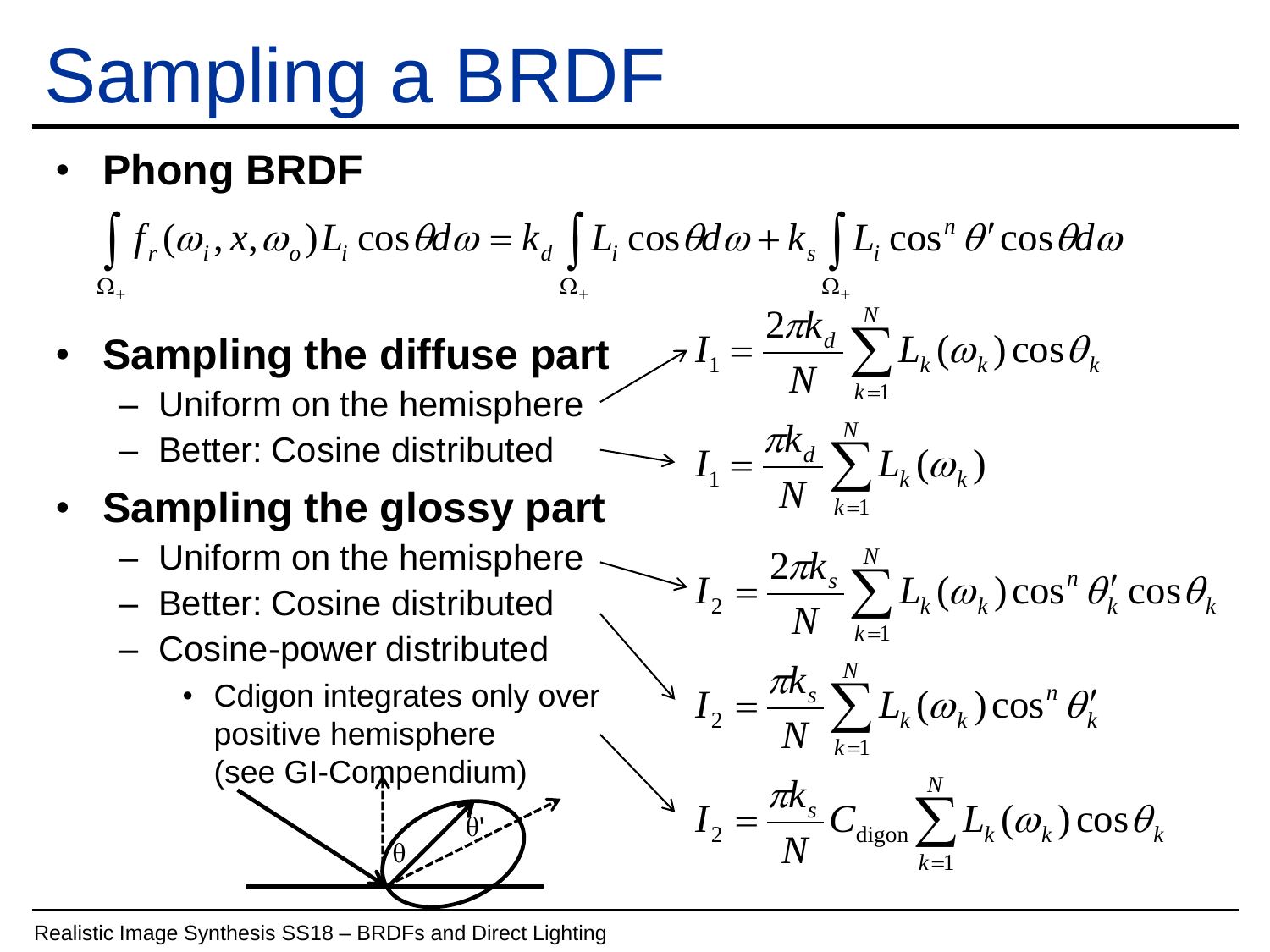# Sampling a BRDF

- **Phong BRDF**

$$\int_{\Omega_+} f_r(\omega_i, x, \omega_o) L_i \cos\theta d\omega = k_d \int_{\Omega_+} L_i \cos\theta d\omega + k_s \int_{\Omega_+} L_i \cos^n \theta' \cos\theta d\omega$$

- **Sampling the diffuse part**
  - Uniform on the hemisphere
  
    $$I_1 = \frac{2\pi k_d}{N} \sum_{k=1}^{N} L_k(\omega_k) \cos\theta_k$$
  - Better: Cosine distributed
  
    $$I_1 = \frac{\pi k_d}{N} \sum_{k=1}^{N} L_k(\omega_k)$$
- **Sampling the glossy part**
  - Uniform on the hemisphere
  
    $$I_2 = \frac{2\pi k_s}{N} \sum_{k=1}^{N} L_k(\omega_k) \cos^n \theta'_k \cos\theta_k$$
  - Better: Cosine distributed
  
    $$I_2 = \frac{\pi k_s}{N} \sum_{k=1}^{N} L_k(\omega_k) \cos^n \theta'_k$$
  - Cosine-power distributed
    - Cdigon integrates only over positive hemisphere (see GI-Compendium)
  
    $$I_2 = \frac{\pi k_s}{N} C_{\text{digon}} \sum_{k=1}^{N} L_k(\omega_k) \cos\theta_k$$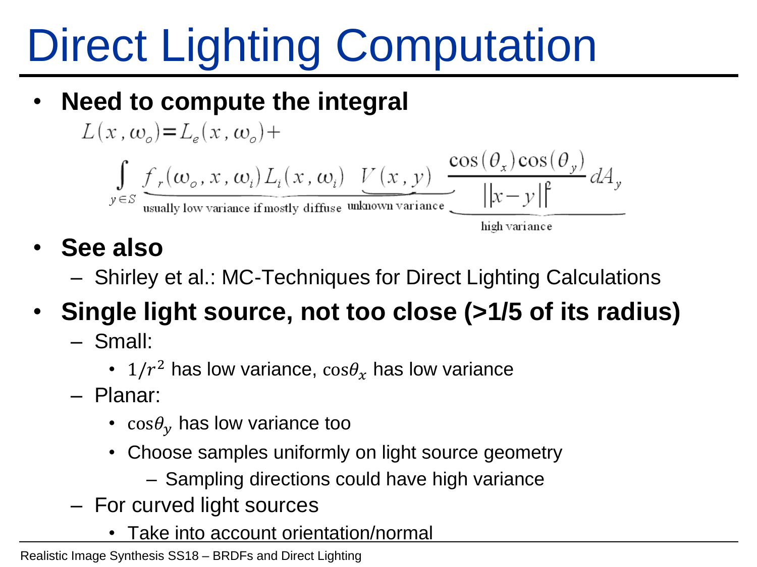# Direct Lighting Computation

- **Need to compute the integral**

$$L(x,\omega_o) = L_e(x,\omega_o) + \int_{y \in S} \underbrace{f_r(\omega_o, x, \omega_i)\, L_i(x,\omega_i)}_{\text{usually low variance if mostly diffuse}} \; \underbrace{V(x,y)}_{\text{unknown variance}} \; \underbrace{\frac{\cos(\theta_x)\cos(\theta_y)}{\|x-y\|^2}\, dA_y}_{\text{high variance}}$$

- **See also**
  - Shirley et al.: MC-Techniques for Direct Lighting Calculations
- **Single light source, not too close (>1/5 of its radius)**
  - Small:
    - $1/r^2$ has low variance, $\cos\theta_x$ has low variance
  - Planar:
    - $\cos\theta_y$ has low variance too
    - Choose samples uniformly on light source geometry
      - Sampling directions could have high variance
  - For curved light sources
    - Take into account orientation/normal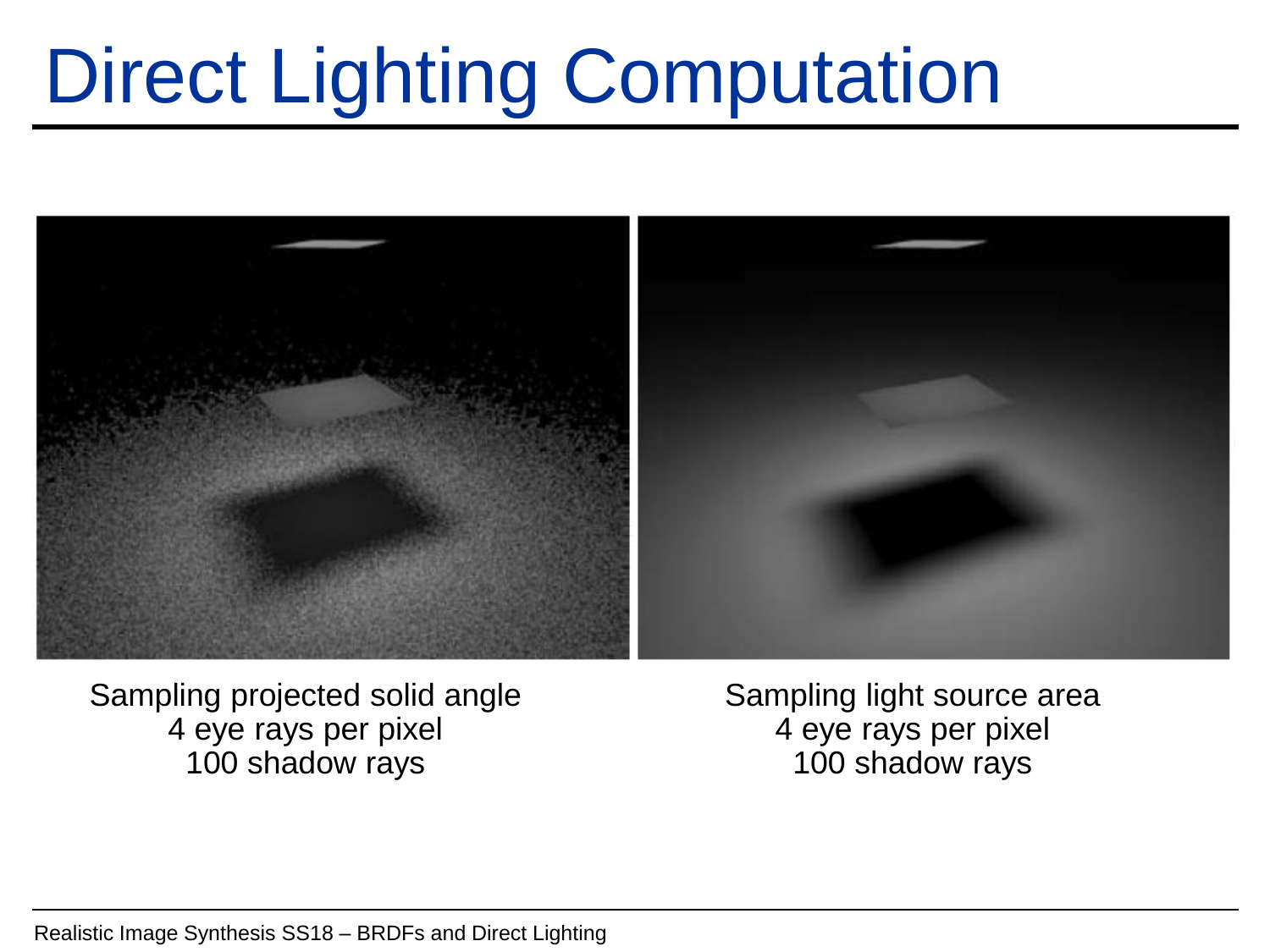# Direct Lighting Computation

Sampling projected solid angle
4 eye rays per pixel
100 shadow rays

Sampling light source area
4 eye rays per pixel
100 shadow rays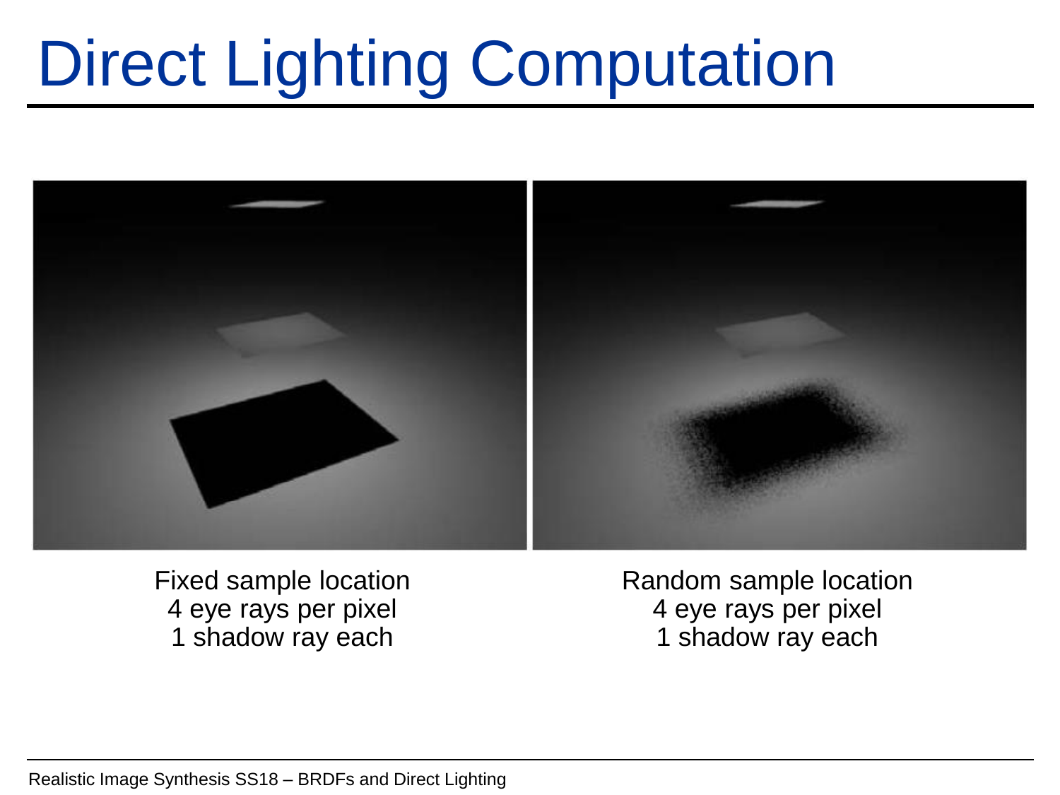# Direct Lighting Computation

Fixed sample location
4 eye rays per pixel
1 shadow ray each

Random sample location
4 eye rays per pixel
1 shadow ray each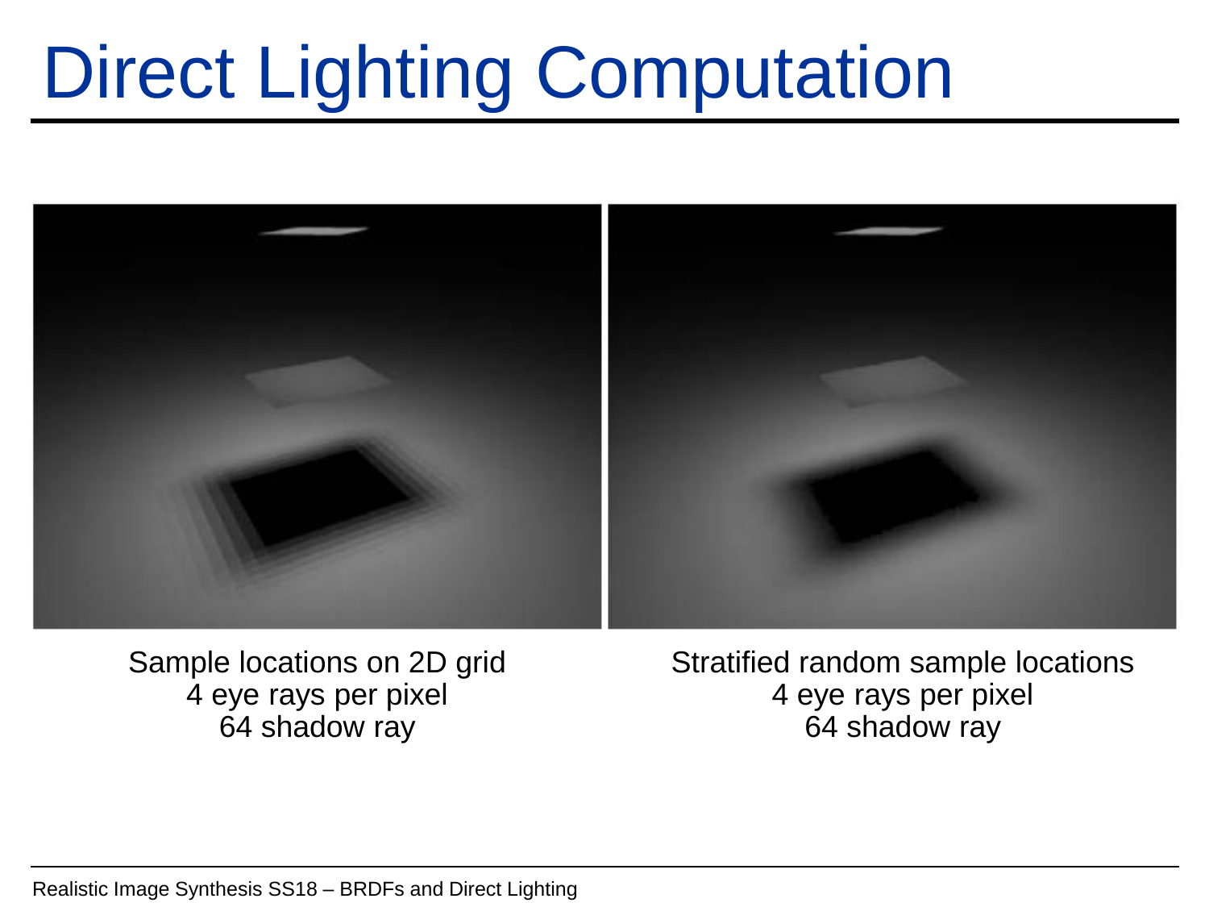# Direct Lighting Computation

Sample locations on 2D grid
4 eye rays per pixel
64 shadow ray

Stratified random sample locations
4 eye rays per pixel
64 shadow ray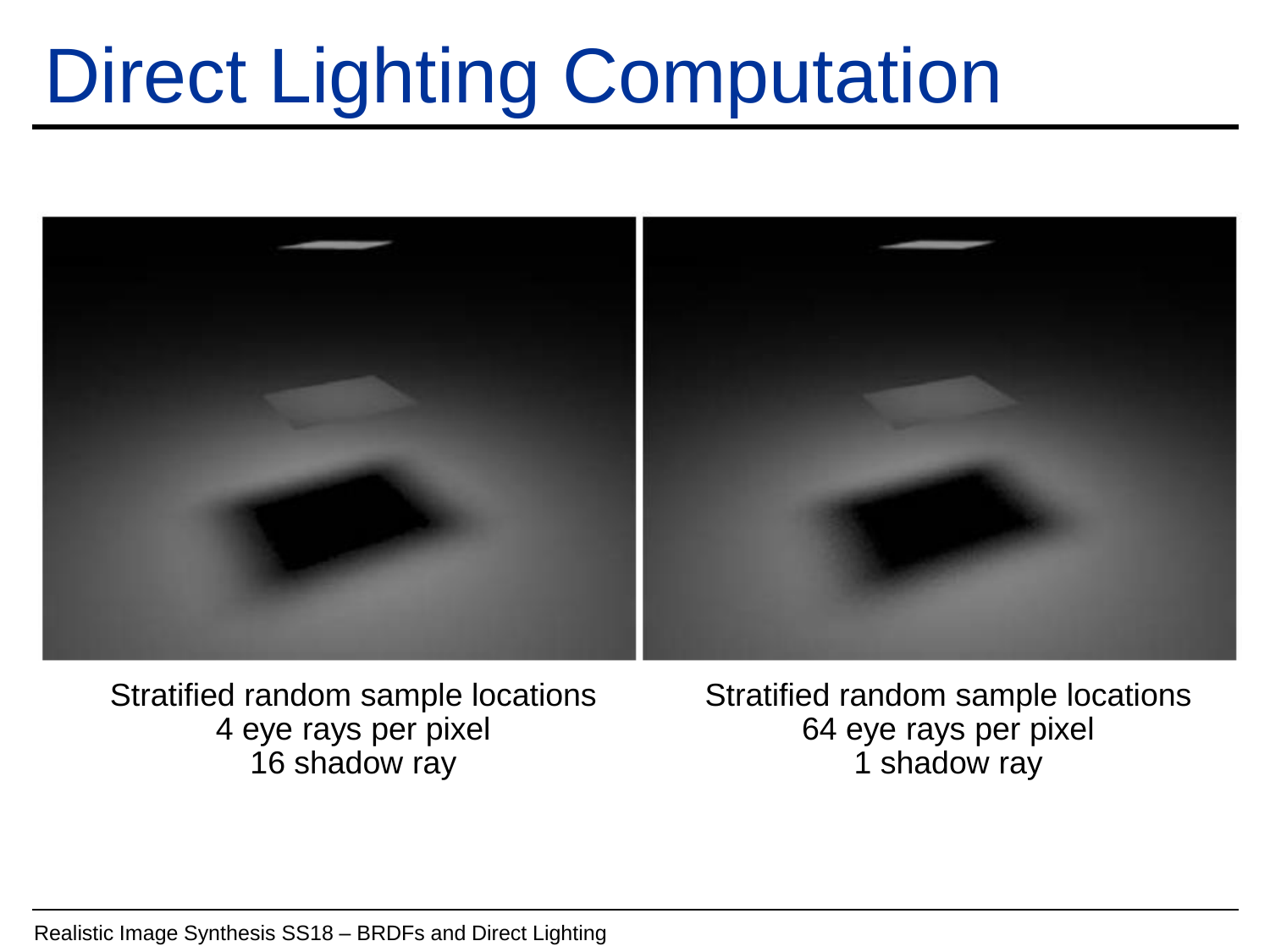# Direct Lighting Computation

Stratified random sample locations
4 eye rays per pixel
16 shadow ray

Stratified random sample locations
64 eye rays per pixel
1 shadow ray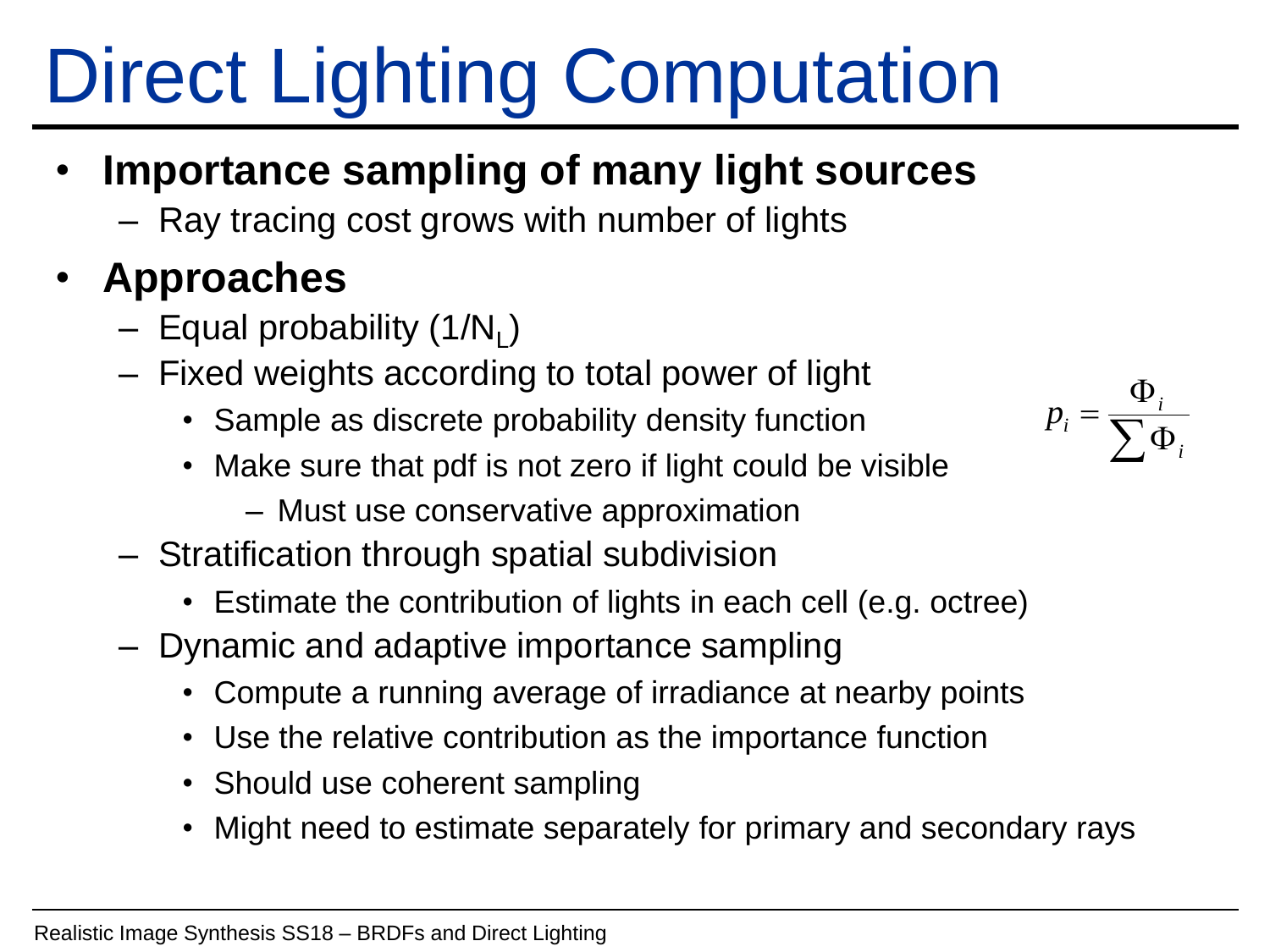# Direct Lighting Computation

- **Importance sampling of many light sources**
  - Ray tracing cost grows with number of lights
- **Approaches**
  - Equal probability ($1/N_L$)
  - Fixed weights according to total power of light
    - Sample as discrete probability density function
    - Make sure that pdf is not zero if light could be visible
      - Must use conservative approximation
  - Stratification through spatial subdivision
    - Estimate the contribution of lights in each cell (e.g. octree)
  - Dynamic and adaptive importance sampling
    - Compute a running average of irradiance at nearby points
    - Use the relative contribution as the importance function
    - Should use coherent sampling
    - Might need to estimate separately for primary and secondary rays

$$p_i = \frac{\Phi_i}{\sum \Phi_i}$$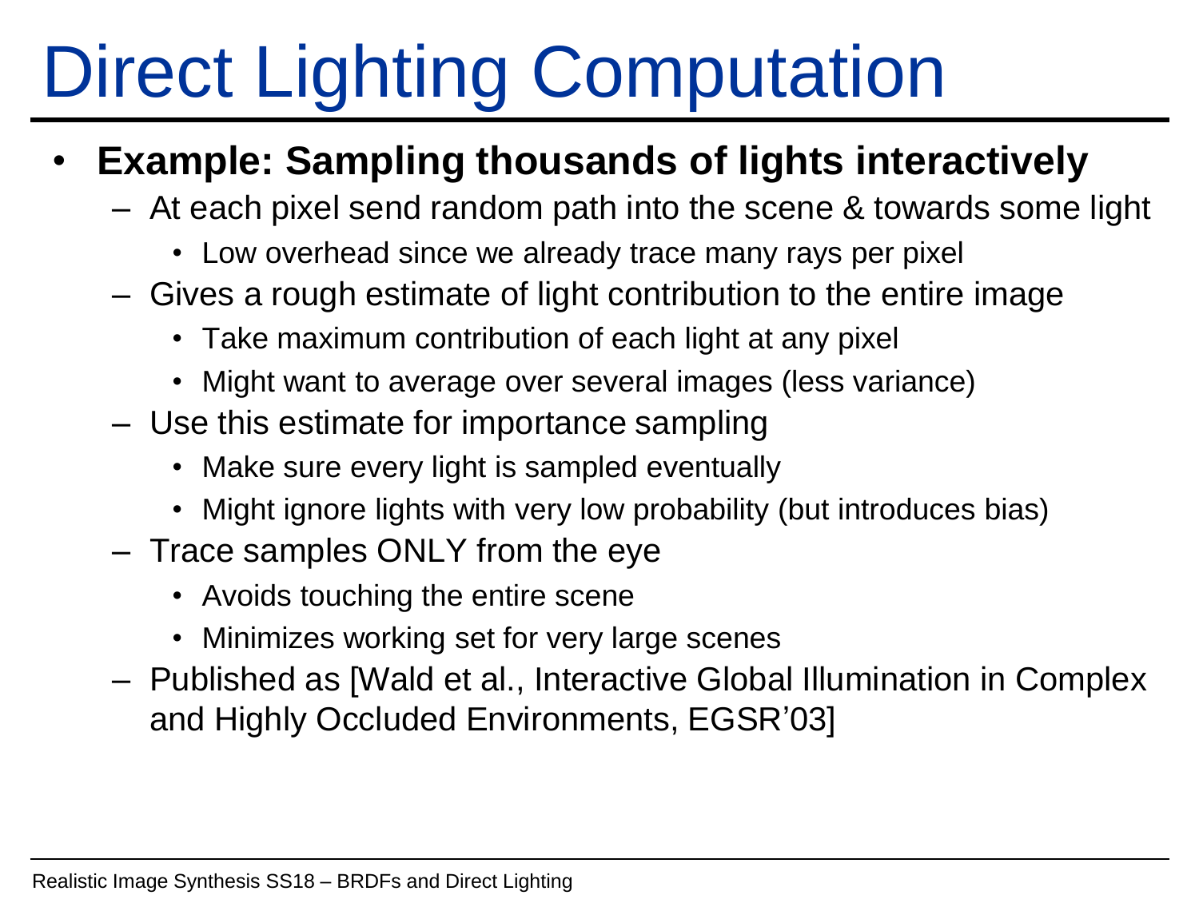# Direct Lighting Computation

- **Example: Sampling thousands of lights interactively**
  - At each pixel send random path into the scene & towards some light
    - Low overhead since we already trace many rays per pixel
  - Gives a rough estimate of light contribution to the entire image
    - Take maximum contribution of each light at any pixel
    - Might want to average over several images (less variance)
  - Use this estimate for importance sampling
    - Make sure every light is sampled eventually
    - Might ignore lights with very low probability (but introduces bias)
  - Trace samples ONLY from the eye
    - Avoids touching the entire scene
    - Minimizes working set for very large scenes
  - Published as [Wald et al., Interactive Global Illumination in Complex and Highly Occluded Environments, EGSR'03]